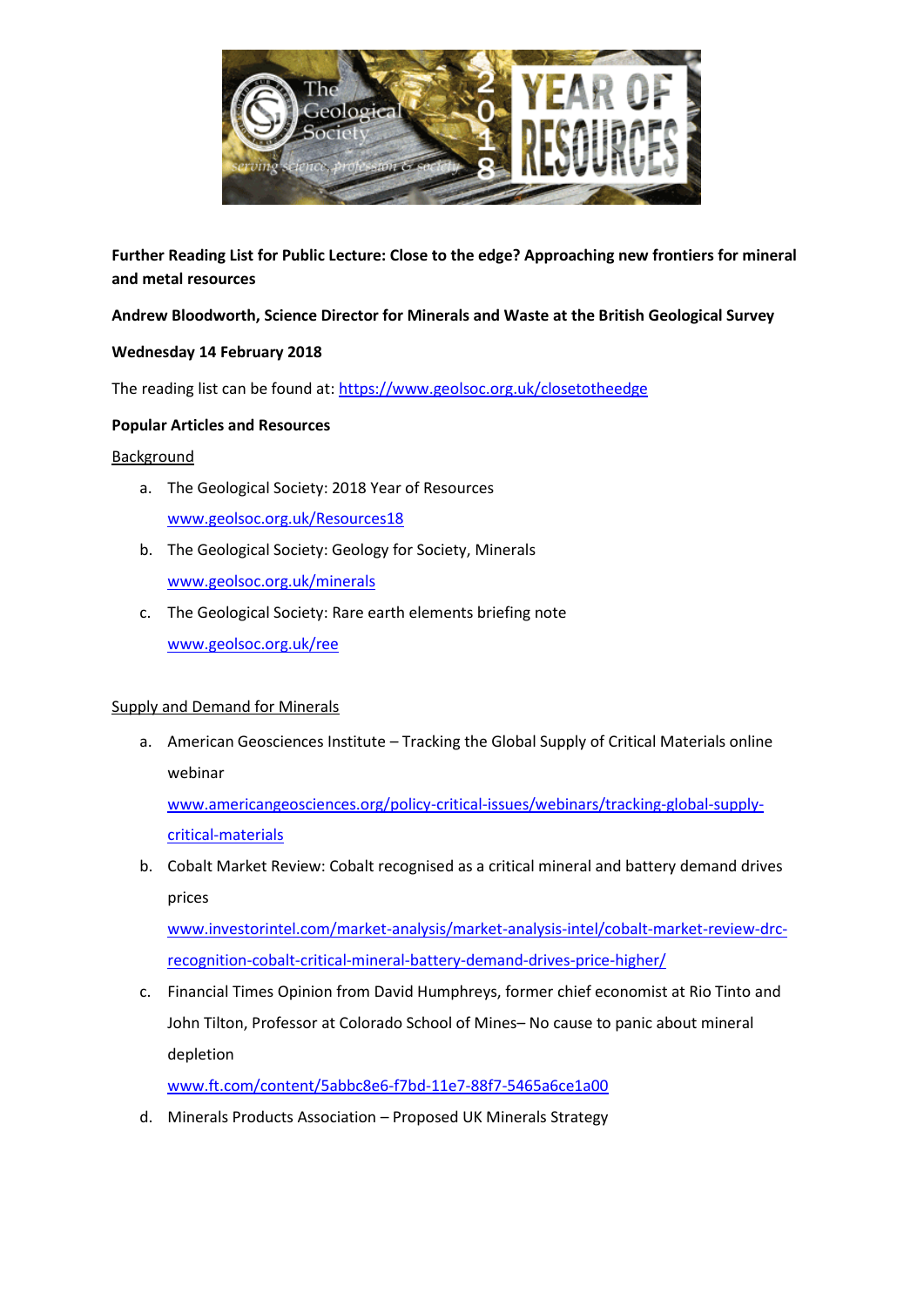**Further Reading List for Public Lecture: Close to the edge? Approaching new frontiers for mineral and metal resources**

**Andrew Bloodworth, Science Director for Minerals and Waste at the British Geological Survey**

**Wednesday 14 February 2018**

The reading list can be found at: https://www.geolsoc.org.uk/closetotheedge

**Popular Articles and Resources**

Background

a. The Geological Society: 2018 Year of Resources

   www.geolsoc.org.uk/Resources18

b. The Geological Society: Geology for Society, Minerals

   www.geolsoc.org.uk/minerals

c. The Geological Society: Rare earth elements briefing note

   www.geolsoc.org.uk/ree

Supply and Demand for Minerals

a. American Geosciences Institute – Tracking the Global Supply of Critical Materials online webinar

   www.americangeosciences.org/policy-critical-issues/webinars/tracking-global-supply-critical-materials

b. Cobalt Market Review: Cobalt recognised as a critical mineral and battery demand drives prices

   www.investorintel.com/market-analysis/market-analysis-intel/cobalt-market-review-drc-recognition-cobalt-critical-mineral-battery-demand-drives-price-higher/

c. Financial Times Opinion from David Humphreys, former chief economist at Rio Tinto and John Tilton, Professor at Colorado School of Mines– No cause to panic about mineral depletion

   www.ft.com/content/5abbc8e6-f7bd-11e7-88f7-5465a6ce1a00

d. Minerals Products Association – Proposed UK Minerals Strategy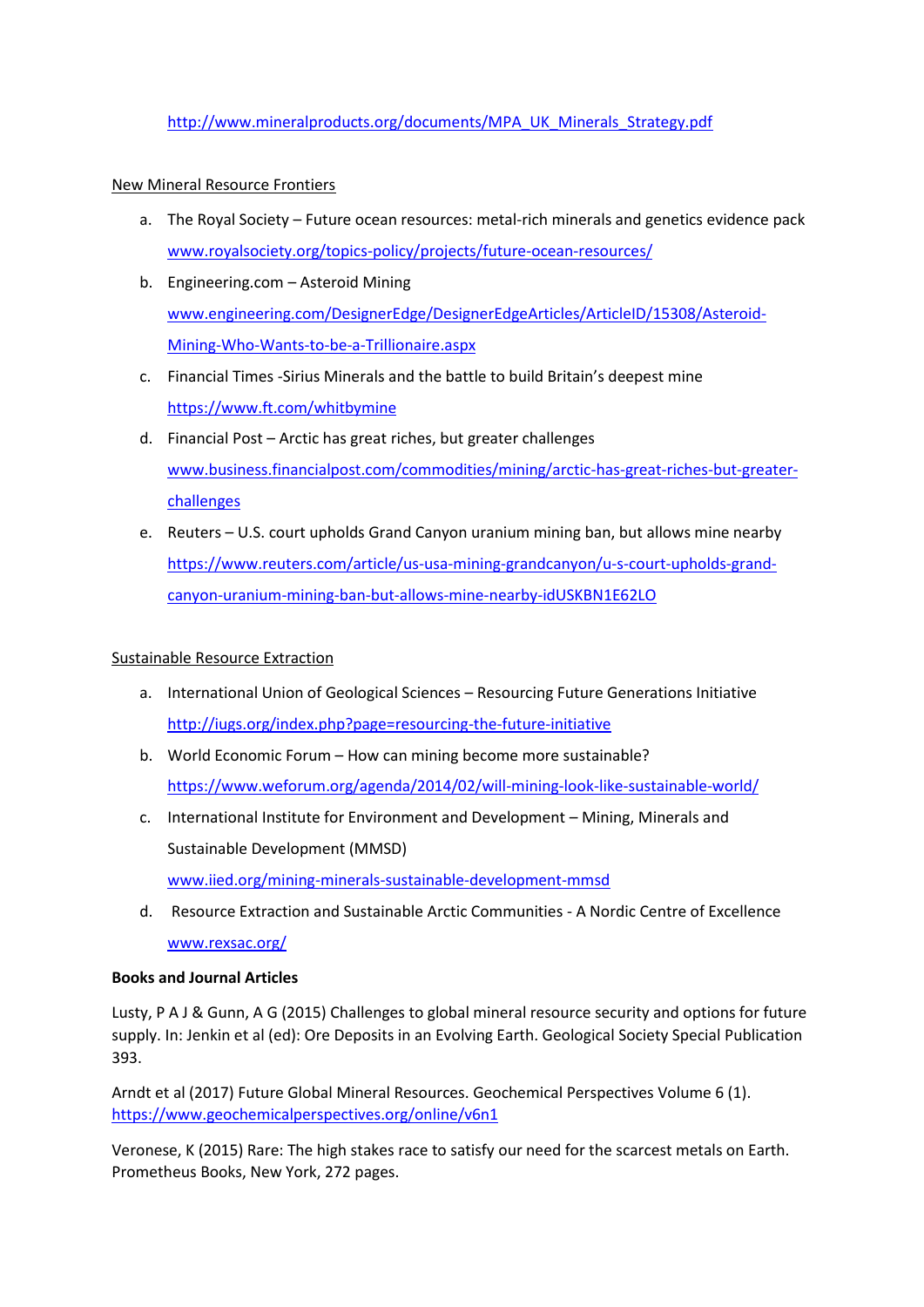http://www.mineralproducts.org/documents/MPA_UK_Minerals_Strategy.pdf

New Mineral Resource Frontiers

a. The Royal Society – Future ocean resources: metal-rich minerals and genetics evidence pack
   www.royalsociety.org/topics-policy/projects/future-ocean-resources/
b. Engineering.com – Asteroid Mining
   www.engineering.com/DesignerEdge/DesignerEdgeArticles/ArticleID/15308/Asteroid-Mining-Who-Wants-to-be-a-Trillionaire.aspx
c. Financial Times -Sirius Minerals and the battle to build Britain's deepest mine
   https://www.ft.com/whitbymine
d. Financial Post – Arctic has great riches, but greater challenges
   www.business.financialpost.com/commodities/mining/arctic-has-great-riches-but-greater-challenges
e. Reuters – U.S. court upholds Grand Canyon uranium mining ban, but allows mine nearby
   https://www.reuters.com/article/us-usa-mining-grandcanyon/u-s-court-upholds-grand-canyon-uranium-mining-ban-but-allows-mine-nearby-idUSKBN1E62LO

Sustainable Resource Extraction

a. International Union of Geological Sciences – Resourcing Future Generations Initiative
   http://iugs.org/index.php?page=resourcing-the-future-initiative
b. World Economic Forum – How can mining become more sustainable?
   https://www.weforum.org/agenda/2014/02/will-mining-look-like-sustainable-world/
c. International Institute for Environment and Development – Mining, Minerals and Sustainable Development (MMSD)
   www.iied.org/mining-minerals-sustainable-development-mmsd
d. Resource Extraction and Sustainable Arctic Communities - A Nordic Centre of Excellence
   www.rexsac.org/

**Books and Journal Articles**

Lusty, P A J & Gunn, A G (2015) Challenges to global mineral resource security and options for future supply. In: Jenkin et al (ed): Ore Deposits in an Evolving Earth. Geological Society Special Publication 393.

Arndt et al (2017) Future Global Mineral Resources. Geochemical Perspectives Volume 6 (1).
https://www.geochemicalperspectives.org/online/v6n1

Veronese, K (2015) Rare: The high stakes race to satisfy our need for the scarcest metals on Earth. Prometheus Books, New York, 272 pages.